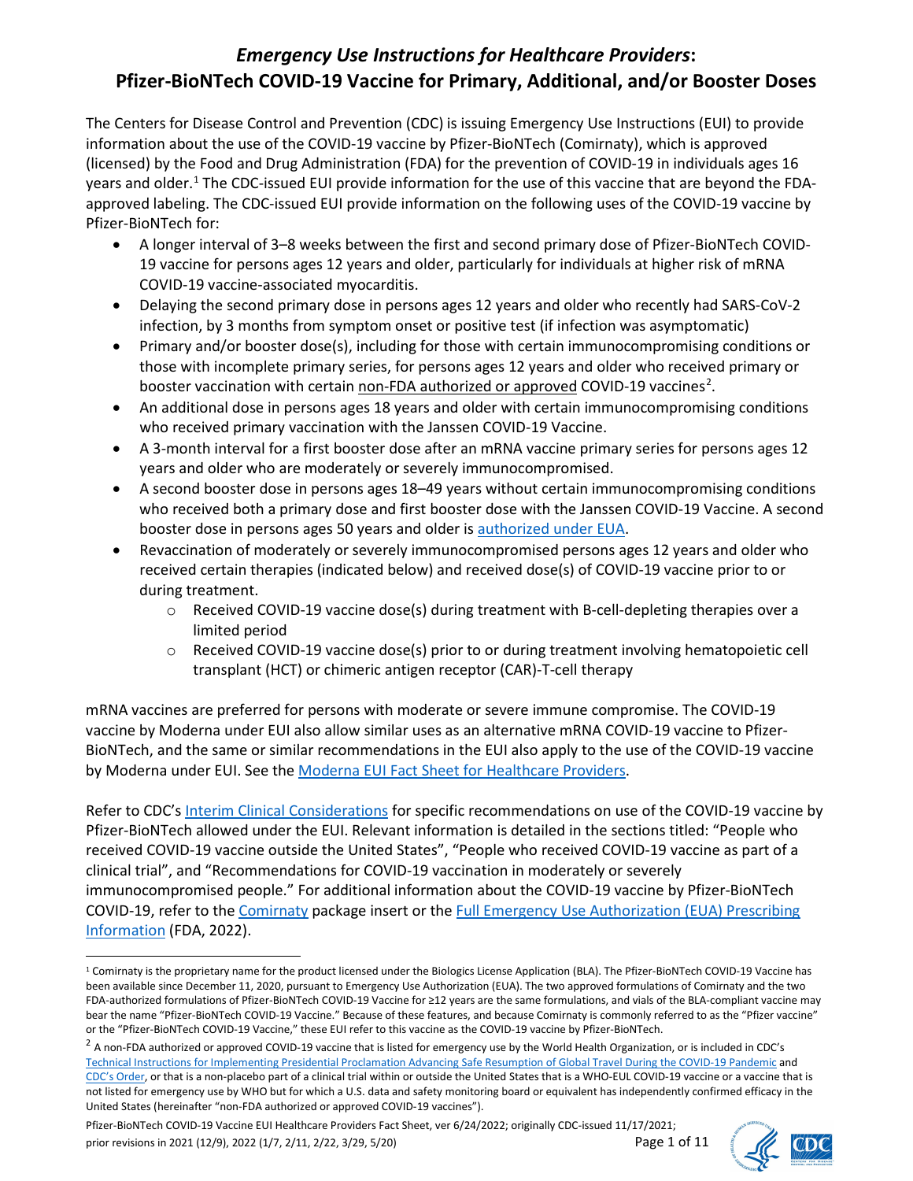# *Emergency Use Instructions for Healthcare Providers*: Pfizer-BioNTech COVID-19 Vaccine for Primary, Additional, and/or Booster Doses

The Centers for Disease Control and Prevention (CDC) is issuing Emergency Use Instructions (EUI) to provide information about the use of the COVID-19 vaccine by Pfizer-BioNTech (Comirnaty), which is approved (licensed) by the Food and Drug Administration (FDA) for the prevention of COVID-19 in individuals ages 16 years and older.[1] The CDC-issued EUI provide information for the use of this vaccine that are beyond the FDA-approved labeling. The CDC-issued EUI provide information on the following uses of the COVID-19 vaccine by Pfizer-BioNTech for:

- A longer interval of 3–8 weeks between the first and second primary dose of Pfizer-BioNTech COVID-19 vaccine for persons ages 12 years and older, particularly for individuals at higher risk of mRNA COVID-19 vaccine-associated myocarditis.
- Delaying the second primary dose in persons ages 12 years and older who recently had SARS-CoV-2 infection, by 3 months from symptom onset or positive test (if infection was asymptomatic)
- Primary and/or booster dose(s), including for those with certain immunocompromising conditions or those with incomplete primary series, for persons ages 12 years and older who received primary or booster vaccination with certain non-FDA authorized or approved COVID-19 vaccines[2].
- An additional dose in persons ages 18 years and older with certain immunocompromising conditions who received primary vaccination with the Janssen COVID-19 Vaccine.
- A 3-month interval for a first booster dose after an mRNA vaccine primary series for persons ages 12 years and older who are moderately or severely immunocompromised.
- A second booster dose in persons ages 18–49 years without certain immunocompromising conditions who received both a primary dose and first booster dose with the Janssen COVID-19 Vaccine. A second booster dose in persons ages 50 years and older is authorized under EUA.
- Revaccination of moderately or severely immunocompromised persons ages 12 years and older who received certain therapies (indicated below) and received dose(s) of COVID-19 vaccine prior to or during treatment.
  - Received COVID-19 vaccine dose(s) during treatment with B-cell-depleting therapies over a limited period
  - Received COVID-19 vaccine dose(s) prior to or during treatment involving hematopoietic cell transplant (HCT) or chimeric antigen receptor (CAR)-T-cell therapy

mRNA vaccines are preferred for persons with moderate or severe immune compromise. The COVID-19 vaccine by Moderna under EUI also allow similar uses as an alternative mRNA COVID-19 vaccine to Pfizer-BioNTech, and the same or similar recommendations in the EUI also apply to the use of the COVID-19 vaccine by Moderna under EUI. See the Moderna EUI Fact Sheet for Healthcare Providers.

Refer to CDC's Interim Clinical Considerations for specific recommendations on use of the COVID-19 vaccine by Pfizer-BioNTech allowed under the EUI. Relevant information is detailed in the sections titled: "People who received COVID-19 vaccine outside the United States", "People who received COVID-19 vaccine as part of a clinical trial", and "Recommendations for COVID-19 vaccination in moderately or severely immunocompromised people." For additional information about the COVID-19 vaccine by Pfizer-BioNTech COVID-19, refer to the Comirnaty package insert or the Full Emergency Use Authorization (EUA) Prescribing Information (FDA, 2022).

---

[1] Comirnaty is the proprietary name for the product licensed under the Biologics License Application (BLA). The Pfizer-BioNTech COVID-19 Vaccine has been available since December 11, 2020, pursuant to Emergency Use Authorization (EUA). The two approved formulations of Comirnaty and the two FDA-authorized formulations of Pfizer-BioNTech COVID-19 Vaccine for ≥12 years are the same formulations, and vials of the BLA-compliant vaccine may bear the name "Pfizer-BioNTech COVID-19 Vaccine." Because of these features, and because Comirnaty is commonly referred to as the "Pfizer vaccine" or the "Pfizer-BioNTech COVID-19 Vaccine," these EUI refer to this vaccine as the COVID-19 vaccine by Pfizer-BioNTech.

[2] A non-FDA authorized or approved COVID-19 vaccine that is listed for emergency use by the World Health Organization, or is included in CDC's Technical Instructions for Implementing Presidential Proclamation Advancing Safe Resumption of Global Travel During the COVID-19 Pandemic and CDC's Order, or that is a non-placebo part of a clinical trial within or outside the United States that is a WHO-EUL COVID-19 vaccine or a vaccine that is not listed for emergency use by WHO but for which a U.S. data and safety monitoring board or equivalent has independently confirmed efficacy in the United States (hereinafter "non-FDA authorized or approved COVID-19 vaccines").

Pfizer-BioNTech COVID-19 Vaccine EUI Healthcare Providers Fact Sheet, ver 6/24/2022; originally CDC-issued 11/17/2021; prior revisions in 2021 (12/9), 2022 (1/7, 2/11, 2/22, 3/29, 5/20)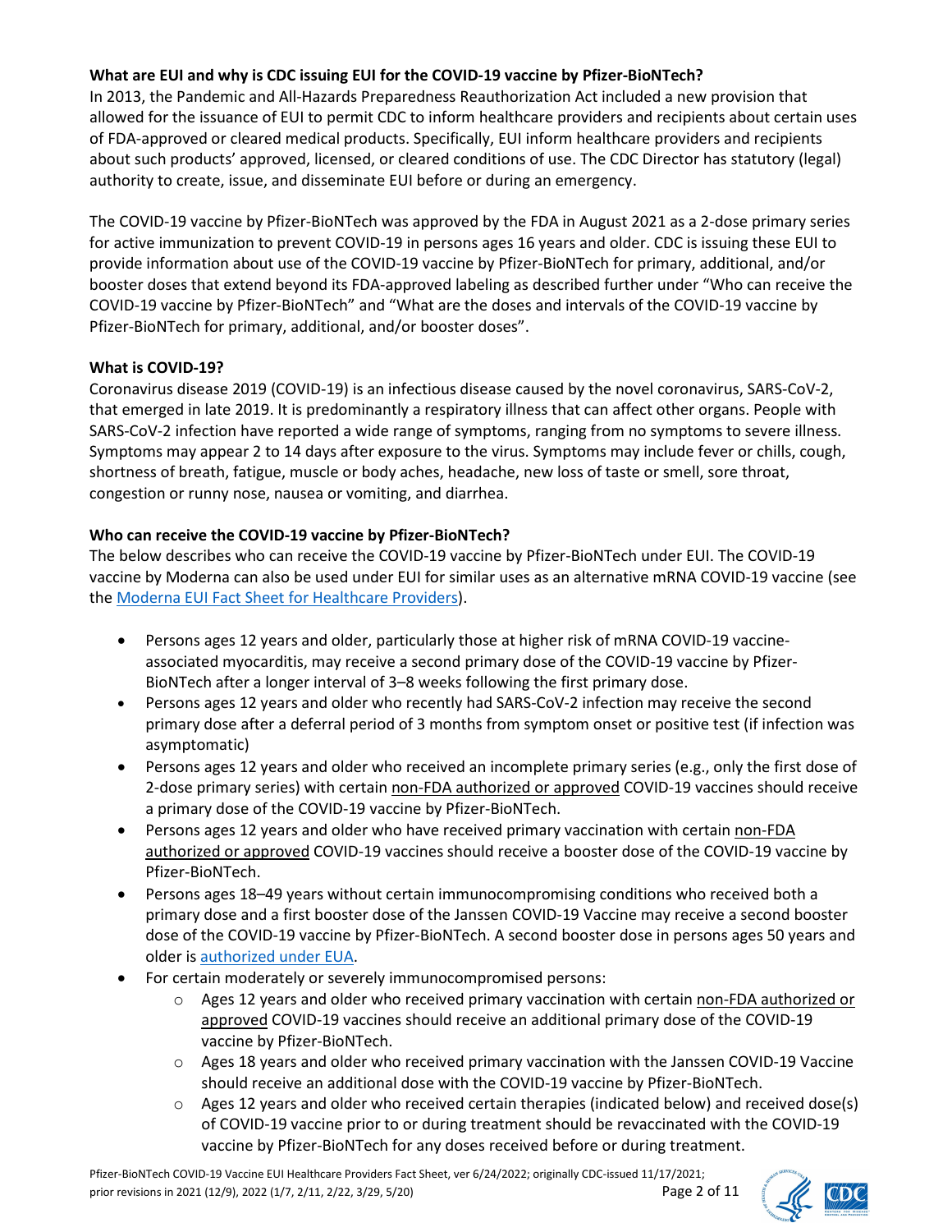**What are EUI and why is CDC issuing EUI for the COVID-19 vaccine by Pfizer-BioNTech?**

In 2013, the Pandemic and All-Hazards Preparedness Reauthorization Act included a new provision that allowed for the issuance of EUI to permit CDC to inform healthcare providers and recipients about certain uses of FDA-approved or cleared medical products. Specifically, EUI inform healthcare providers and recipients about such products' approved, licensed, or cleared conditions of use. The CDC Director has statutory (legal) authority to create, issue, and disseminate EUI before or during an emergency.

The COVID-19 vaccine by Pfizer-BioNTech was approved by the FDA in August 2021 as a 2-dose primary series for active immunization to prevent COVID-19 in persons ages 16 years and older. CDC is issuing these EUI to provide information about use of the COVID-19 vaccine by Pfizer-BioNTech for primary, additional, and/or booster doses that extend beyond its FDA-approved labeling as described further under "Who can receive the COVID-19 vaccine by Pfizer-BioNTech" and "What are the doses and intervals of the COVID-19 vaccine by Pfizer-BioNTech for primary, additional, and/or booster doses".

**What is COVID-19?**

Coronavirus disease 2019 (COVID-19) is an infectious disease caused by the novel coronavirus, SARS-CoV-2, that emerged in late 2019. It is predominantly a respiratory illness that can affect other organs. People with SARS-CoV-2 infection have reported a wide range of symptoms, ranging from no symptoms to severe illness. Symptoms may appear 2 to 14 days after exposure to the virus. Symptoms may include fever or chills, cough, shortness of breath, fatigue, muscle or body aches, headache, new loss of taste or smell, sore throat, congestion or runny nose, nausea or vomiting, and diarrhea.

**Who can receive the COVID-19 vaccine by Pfizer-BioNTech?**

The below describes who can receive the COVID-19 vaccine by Pfizer-BioNTech under EUI. The COVID-19 vaccine by Moderna can also be used under EUI for similar uses as an alternative mRNA COVID-19 vaccine (see the Moderna EUI Fact Sheet for Healthcare Providers).

- Persons ages 12 years and older, particularly those at higher risk of mRNA COVID-19 vaccine-associated myocarditis, may receive a second primary dose of the COVID-19 vaccine by Pfizer-BioNTech after a longer interval of 3–8 weeks following the first primary dose.
- Persons ages 12 years and older who recently had SARS-CoV-2 infection may receive the second primary dose after a deferral period of 3 months from symptom onset or positive test (if infection was asymptomatic)
- Persons ages 12 years and older who received an incomplete primary series (e.g., only the first dose of 2-dose primary series) with certain non-FDA authorized or approved COVID-19 vaccines should receive a primary dose of the COVID-19 vaccine by Pfizer-BioNTech.
- Persons ages 12 years and older who have received primary vaccination with certain non-FDA authorized or approved COVID-19 vaccines should receive a booster dose of the COVID-19 vaccine by Pfizer-BioNTech.
- Persons ages 18–49 years without certain immunocompromising conditions who received both a primary dose and a first booster dose of the Janssen COVID-19 Vaccine may receive a second booster dose of the COVID-19 vaccine by Pfizer-BioNTech. A second booster dose in persons ages 50 years and older is authorized under EUA.
- For certain moderately or severely immunocompromised persons:
  - Ages 12 years and older who received primary vaccination with certain non-FDA authorized or approved COVID-19 vaccines should receive an additional primary dose of the COVID-19 vaccine by Pfizer-BioNTech.
  - Ages 18 years and older who received primary vaccination with the Janssen COVID-19 Vaccine should receive an additional dose with the COVID-19 vaccine by Pfizer-BioNTech.
  - Ages 12 years and older who received certain therapies (indicated below) and received dose(s) of COVID-19 vaccine prior to or during treatment should be revaccinated with the COVID-19 vaccine by Pfizer-BioNTech for any doses received before or during treatment.

Pfizer-BioNTech COVID-19 Vaccine EUI Healthcare Providers Fact Sheet, ver 6/24/2022; originally CDC-issued 11/17/2021; prior revisions in 2021 (12/9), 2022 (1/7, 2/11, 2/22, 3/29, 5/20)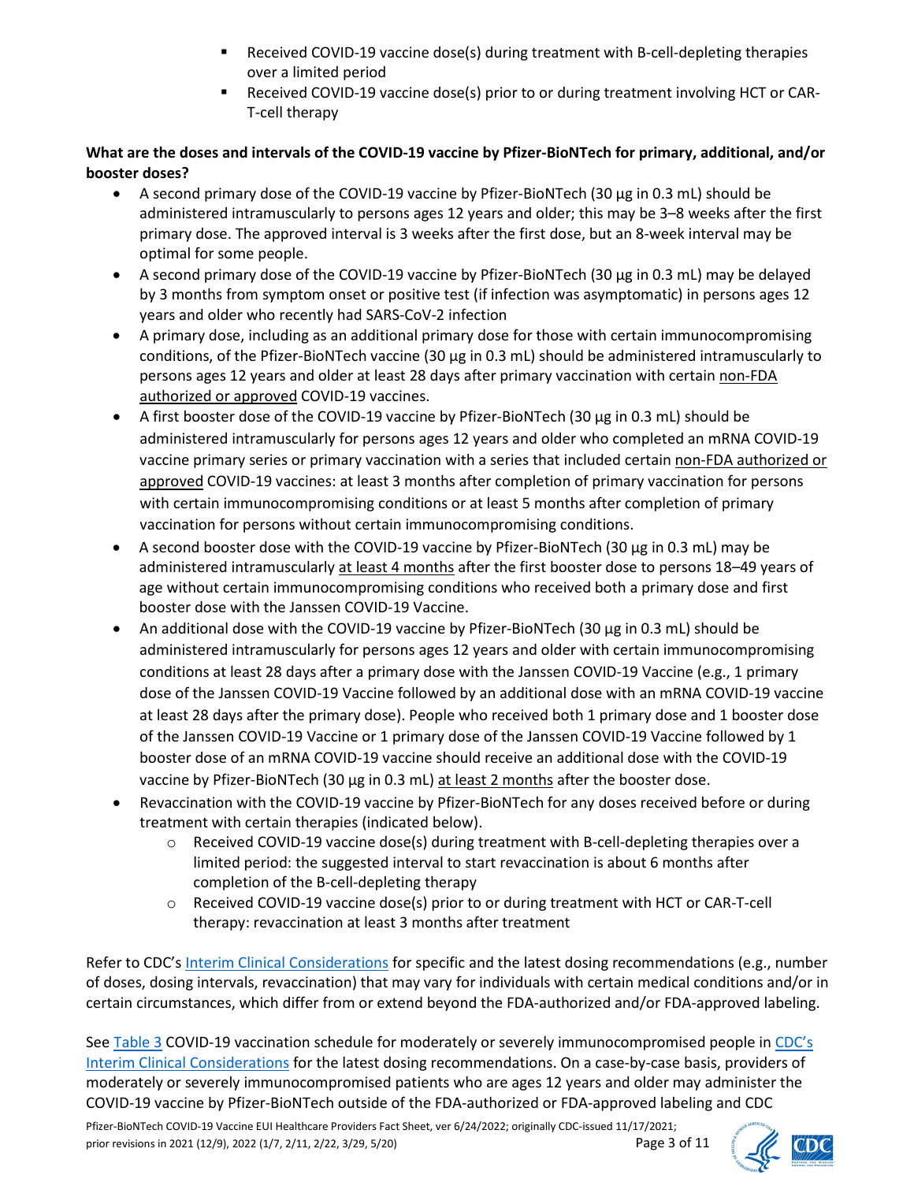- Received COVID-19 vaccine dose(s) during treatment with B-cell-depleting therapies over a limited period
   - Received COVID-19 vaccine dose(s) prior to or during treatment involving HCT or CAR-T-cell therapy

**What are the doses and intervals of the COVID-19 vaccine by Pfizer-BioNTech for primary, additional, and/or booster doses?**

- A second primary dose of the COVID-19 vaccine by Pfizer-BioNTech (30 µg in 0.3 mL) should be administered intramuscularly to persons ages 12 years and older; this may be 3–8 weeks after the first primary dose. The approved interval is 3 weeks after the first dose, but an 8-week interval may be optimal for some people.
- A second primary dose of the COVID-19 vaccine by Pfizer-BioNTech (30 µg in 0.3 mL) may be delayed by 3 months from symptom onset or positive test (if infection was asymptomatic) in persons ages 12 years and older who recently had SARS-CoV-2 infection
- A primary dose, including as an additional primary dose for those with certain immunocompromising conditions, of the Pfizer-BioNTech vaccine (30 µg in 0.3 mL) should be administered intramuscularly to persons ages 12 years and older at least 28 days after primary vaccination with certain non-FDA authorized or approved COVID-19 vaccines.
- A first booster dose of the COVID-19 vaccine by Pfizer-BioNTech (30 µg in 0.3 mL) should be administered intramuscularly for persons ages 12 years and older who completed an mRNA COVID-19 vaccine primary series or primary vaccination with a series that included certain non-FDA authorized or approved COVID-19 vaccines: at least 3 months after completion of primary vaccination for persons with certain immunocompromising conditions or at least 5 months after completion of primary vaccination for persons without certain immunocompromising conditions.
- A second booster dose with the COVID-19 vaccine by Pfizer-BioNTech (30 µg in 0.3 mL) may be administered intramuscularly at least 4 months after the first booster dose to persons 18–49 years of age without certain immunocompromising conditions who received both a primary dose and first booster dose with the Janssen COVID-19 Vaccine.
- An additional dose with the COVID-19 vaccine by Pfizer-BioNTech (30 µg in 0.3 mL) should be administered intramuscularly for persons ages 12 years and older with certain immunocompromising conditions at least 28 days after a primary dose with the Janssen COVID-19 Vaccine (e.g., 1 primary dose of the Janssen COVID-19 Vaccine followed by an additional dose with an mRNA COVID-19 vaccine at least 28 days after the primary dose). People who received both 1 primary dose and 1 booster dose of the Janssen COVID-19 Vaccine or 1 primary dose of the Janssen COVID-19 Vaccine followed by 1 booster dose of an mRNA COVID-19 vaccine should receive an additional dose with the COVID-19 vaccine by Pfizer-BioNTech (30 µg in 0.3 mL) at least 2 months after the booster dose.
- Revaccination with the COVID-19 vaccine by Pfizer-BioNTech for any doses received before or during treatment with certain therapies (indicated below).
  - Received COVID-19 vaccine dose(s) during treatment with B-cell-depleting therapies over a limited period: the suggested interval to start revaccination is about 6 months after completion of the B-cell-depleting therapy
  - Received COVID-19 vaccine dose(s) prior to or during treatment with HCT or CAR-T-cell therapy: revaccination at least 3 months after treatment

Refer to CDC's Interim Clinical Considerations for specific and the latest dosing recommendations (e.g., number of doses, dosing intervals, revaccination) that may vary for individuals with certain medical conditions and/or in certain circumstances, which differ from or extend beyond the FDA-authorized and/or FDA-approved labeling.

See Table 3 COVID-19 vaccination schedule for moderately or severely immunocompromised people in CDC's Interim Clinical Considerations for the latest dosing recommendations. On a case-by-case basis, providers of moderately or severely immunocompromised patients who are ages 12 years and older may administer the COVID-19 vaccine by Pfizer-BioNTech outside of the FDA-authorized or FDA-approved labeling and CDC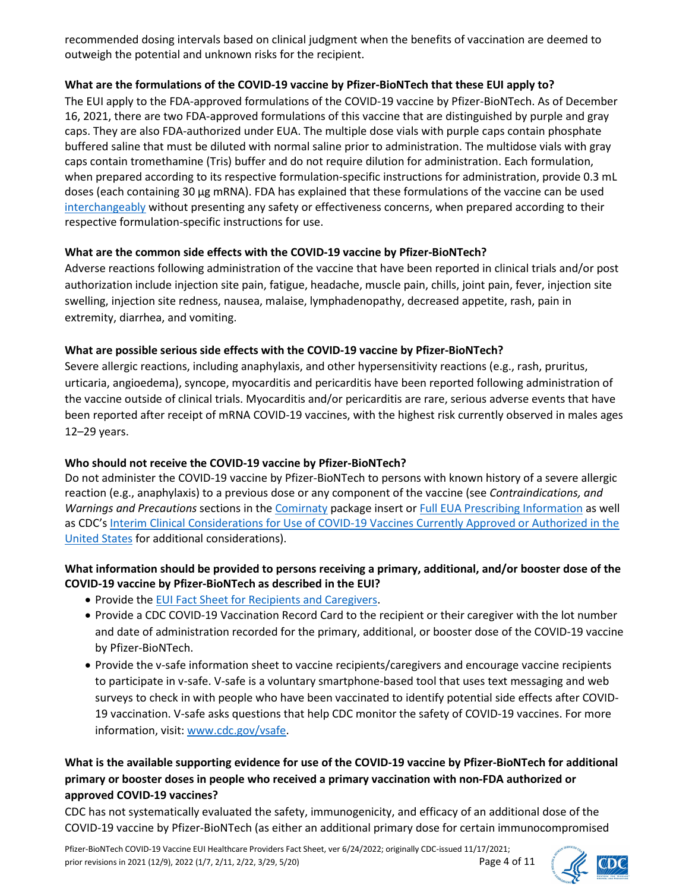recommended dosing intervals based on clinical judgment when the benefits of vaccination are deemed to outweigh the potential and unknown risks for the recipient.

**What are the formulations of the COVID-19 vaccine by Pfizer-BioNTech that these EUI apply to?**

The EUI apply to the FDA-approved formulations of the COVID-19 vaccine by Pfizer-BioNTech. As of December 16, 2021, there are two FDA-approved formulations of this vaccine that are distinguished by purple and gray caps. They are also FDA-authorized under EUA. The multiple dose vials with purple caps contain phosphate buffered saline that must be diluted with normal saline prior to administration. The multidose vials with gray caps contain tromethamine (Tris) buffer and do not require dilution for administration. Each formulation, when prepared according to its respective formulation-specific instructions for administration, provide 0.3 mL doses (each containing 30 µg mRNA). FDA has explained that these formulations of the vaccine can be used interchangeably without presenting any safety or effectiveness concerns, when prepared according to their respective formulation-specific instructions for use.

**What are the common side effects with the COVID-19 vaccine by Pfizer-BioNTech?**

Adverse reactions following administration of the vaccine that have been reported in clinical trials and/or post authorization include injection site pain, fatigue, headache, muscle pain, chills, joint pain, fever, injection site swelling, injection site redness, nausea, malaise, lymphadenopathy, decreased appetite, rash, pain in extremity, diarrhea, and vomiting.

**What are possible serious side effects with the COVID-19 vaccine by Pfizer-BioNTech?**

Severe allergic reactions, including anaphylaxis, and other hypersensitivity reactions (e.g., rash, pruritus, urticaria, angioedema), syncope, myocarditis and pericarditis have been reported following administration of the vaccine outside of clinical trials. Myocarditis and/or pericarditis are rare, serious adverse events that have been reported after receipt of mRNA COVID-19 vaccines, with the highest risk currently observed in males ages 12–29 years.

**Who should not receive the COVID-19 vaccine by Pfizer-BioNTech?**

Do not administer the COVID-19 vaccine by Pfizer-BioNTech to persons with known history of a severe allergic reaction (e.g., anaphylaxis) to a previous dose or any component of the vaccine (see *Contraindications, and Warnings and Precautions* sections in the Comirnaty package insert or Full EUA Prescribing Information as well as CDC's Interim Clinical Considerations for Use of COVID-19 Vaccines Currently Approved or Authorized in the United States for additional considerations).

**What information should be provided to persons receiving a primary, additional, and/or booster dose of the COVID-19 vaccine by Pfizer-BioNTech as described in the EUI?**

- Provide the EUI Fact Sheet for Recipients and Caregivers.
- Provide a CDC COVID-19 Vaccination Record Card to the recipient or their caregiver with the lot number and date of administration recorded for the primary, additional, or booster dose of the COVID-19 vaccine by Pfizer-BioNTech.
- Provide the v-safe information sheet to vaccine recipients/caregivers and encourage vaccine recipients to participate in v-safe. V-safe is a voluntary smartphone-based tool that uses text messaging and web surveys to check in with people who have been vaccinated to identify potential side effects after COVID-19 vaccination. V-safe asks questions that help CDC monitor the safety of COVID-19 vaccines. For more information, visit: www.cdc.gov/vsafe.

**What is the available supporting evidence for use of the COVID-19 vaccine by Pfizer-BioNTech for additional primary or booster doses in people who received a primary vaccination with non-FDA authorized or approved COVID-19 vaccines?**

CDC has not systematically evaluated the safety, immunogenicity, and efficacy of an additional dose of the COVID-19 vaccine by Pfizer-BioNTech (as either an additional primary dose for certain immunocompromised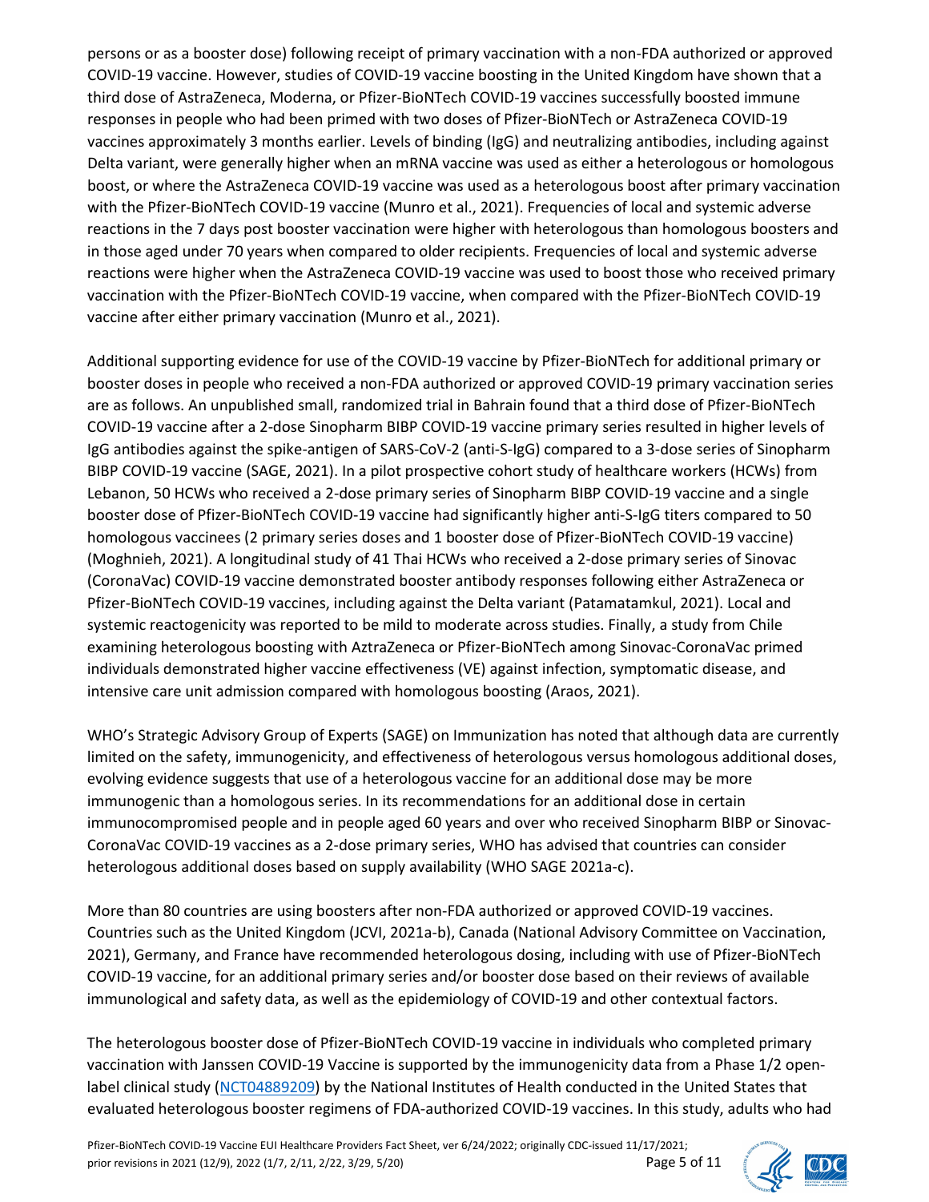persons or as a booster dose) following receipt of primary vaccination with a non-FDA authorized or approved COVID-19 vaccine. However, studies of COVID-19 vaccine boosting in the United Kingdom have shown that a third dose of AstraZeneca, Moderna, or Pfizer-BioNTech COVID-19 vaccines successfully boosted immune responses in people who had been primed with two doses of Pfizer-BioNTech or AstraZeneca COVID-19 vaccines approximately 3 months earlier. Levels of binding (IgG) and neutralizing antibodies, including against Delta variant, were generally higher when an mRNA vaccine was used as either a heterologous or homologous boost, or where the AstraZeneca COVID-19 vaccine was used as a heterologous boost after primary vaccination with the Pfizer-BioNTech COVID-19 vaccine (Munro et al., 2021). Frequencies of local and systemic adverse reactions in the 7 days post booster vaccination were higher with heterologous than homologous boosters and in those aged under 70 years when compared to older recipients. Frequencies of local and systemic adverse reactions were higher when the AstraZeneca COVID-19 vaccine was used to boost those who received primary vaccination with the Pfizer-BioNTech COVID-19 vaccine, when compared with the Pfizer-BioNTech COVID-19 vaccine after either primary vaccination (Munro et al., 2021).

Additional supporting evidence for use of the COVID-19 vaccine by Pfizer-BioNTech for additional primary or booster doses in people who received a non-FDA authorized or approved COVID-19 primary vaccination series are as follows. An unpublished small, randomized trial in Bahrain found that a third dose of Pfizer-BioNTech COVID-19 vaccine after a 2-dose Sinopharm BIBP COVID-19 vaccine primary series resulted in higher levels of IgG antibodies against the spike-antigen of SARS-CoV-2 (anti-S-IgG) compared to a 3-dose series of Sinopharm BIBP COVID-19 vaccine (SAGE, 2021). In a pilot prospective cohort study of healthcare workers (HCWs) from Lebanon, 50 HCWs who received a 2-dose primary series of Sinopharm BIBP COVID-19 vaccine and a single booster dose of Pfizer-BioNTech COVID-19 vaccine had significantly higher anti-S-IgG titers compared to 50 homologous vaccinees (2 primary series doses and 1 booster dose of Pfizer-BioNTech COVID-19 vaccine) (Moghnieh, 2021). A longitudinal study of 41 Thai HCWs who received a 2-dose primary series of Sinovac (CoronaVac) COVID-19 vaccine demonstrated booster antibody responses following either AstraZeneca or Pfizer-BioNTech COVID-19 vaccines, including against the Delta variant (Patamatamkul, 2021). Local and systemic reactogenicity was reported to be mild to moderate across studies. Finally, a study from Chile examining heterologous boosting with AztraZeneca or Pfizer-BioNTech among Sinovac-CoronaVac primed individuals demonstrated higher vaccine effectiveness (VE) against infection, symptomatic disease, and intensive care unit admission compared with homologous boosting (Araos, 2021).

WHO's Strategic Advisory Group of Experts (SAGE) on Immunization has noted that although data are currently limited on the safety, immunogenicity, and effectiveness of heterologous versus homologous additional doses, evolving evidence suggests that use of a heterologous vaccine for an additional dose may be more immunogenic than a homologous series. In its recommendations for an additional dose in certain immunocompromised people and in people aged 60 years and over who received Sinopharm BIBP or Sinovac-CoronaVac COVID-19 vaccines as a 2-dose primary series, WHO has advised that countries can consider heterologous additional doses based on supply availability (WHO SAGE 2021a-c).

More than 80 countries are using boosters after non-FDA authorized or approved COVID-19 vaccines. Countries such as the United Kingdom (JCVI, 2021a-b), Canada (National Advisory Committee on Vaccination, 2021), Germany, and France have recommended heterologous dosing, including with use of Pfizer-BioNTech COVID-19 vaccine, for an additional primary series and/or booster dose based on their reviews of available immunological and safety data, as well as the epidemiology of COVID-19 and other contextual factors.

The heterologous booster dose of Pfizer-BioNTech COVID-19 vaccine in individuals who completed primary vaccination with Janssen COVID-19 Vaccine is supported by the immunogenicity data from a Phase 1/2 open-label clinical study (NCT04889209) by the National Institutes of Health conducted in the United States that evaluated heterologous booster regimens of FDA-authorized COVID-19 vaccines. In this study, adults who had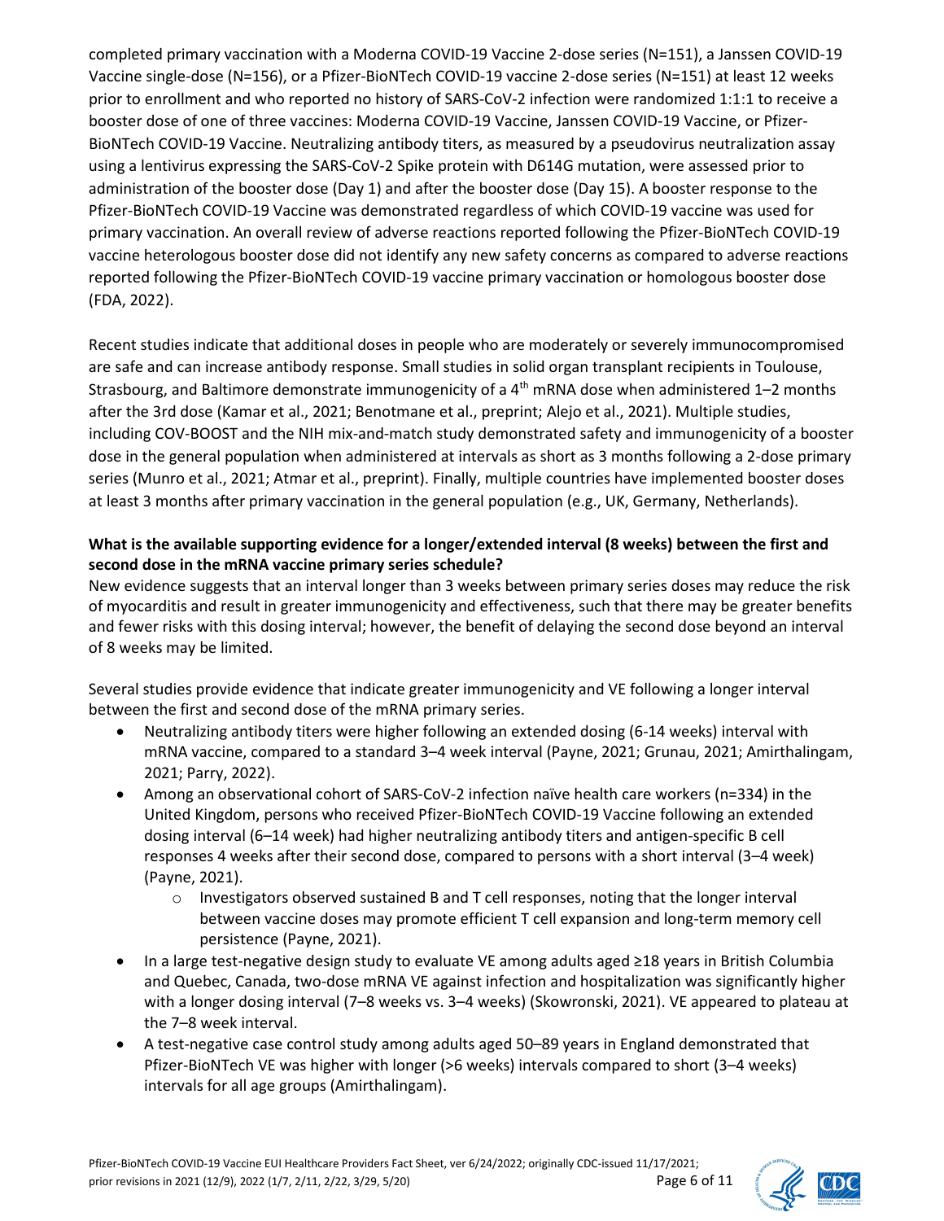completed primary vaccination with a Moderna COVID-19 Vaccine 2-dose series (N=151), a Janssen COVID-19 Vaccine single-dose (N=156), or a Pfizer-BioNTech COVID-19 vaccine 2-dose series (N=151) at least 12 weeks prior to enrollment and who reported no history of SARS-CoV-2 infection were randomized 1:1:1 to receive a booster dose of one of three vaccines: Moderna COVID-19 Vaccine, Janssen COVID-19 Vaccine, or Pfizer-BioNTech COVID-19 Vaccine. Neutralizing antibody titers, as measured by a pseudovirus neutralization assay using a lentivirus expressing the SARS-CoV-2 Spike protein with D614G mutation, were assessed prior to administration of the booster dose (Day 1) and after the booster dose (Day 15). A booster response to the Pfizer-BioNTech COVID-19 Vaccine was demonstrated regardless of which COVID-19 vaccine was used for primary vaccination. An overall review of adverse reactions reported following the Pfizer-BioNTech COVID-19 vaccine heterologous booster dose did not identify any new safety concerns as compared to adverse reactions reported following the Pfizer-BioNTech COVID-19 vaccine primary vaccination or homologous booster dose (FDA, 2022).

Recent studies indicate that additional doses in people who are moderately or severely immunocompromised are safe and can increase antibody response. Small studies in solid organ transplant recipients in Toulouse, Strasbourg, and Baltimore demonstrate immunogenicity of a 4th mRNA dose when administered 1–2 months after the 3rd dose (Kamar et al., 2021; Benotmane et al., preprint; Alejo et al., 2021). Multiple studies, including COV-BOOST and the NIH mix-and-match study demonstrated safety and immunogenicity of a booster dose in the general population when administered at intervals as short as 3 months following a 2-dose primary series (Munro et al., 2021; Atmar et al., preprint). Finally, multiple countries have implemented booster doses at least 3 months after primary vaccination in the general population (e.g., UK, Germany, Netherlands).

**What is the available supporting evidence for a longer/extended interval (8 weeks) between the first and second dose in the mRNA vaccine primary series schedule?**

New evidence suggests that an interval longer than 3 weeks between primary series doses may reduce the risk of myocarditis and result in greater immunogenicity and effectiveness, such that there may be greater benefits and fewer risks with this dosing interval; however, the benefit of delaying the second dose beyond an interval of 8 weeks may be limited.

Several studies provide evidence that indicate greater immunogenicity and VE following a longer interval between the first and second dose of the mRNA primary series.

- Neutralizing antibody titers were higher following an extended dosing (6-14 weeks) interval with mRNA vaccine, compared to a standard 3–4 week interval (Payne, 2021; Grunau, 2021; Amirthalingam, 2021; Parry, 2022).
- Among an observational cohort of SARS-CoV-2 infection naïve health care workers (n=334) in the United Kingdom, persons who received Pfizer-BioNTech COVID-19 Vaccine following an extended dosing interval (6–14 week) had higher neutralizing antibody titers and antigen-specific B cell responses 4 weeks after their second dose, compared to persons with a short interval (3–4 week) (Payne, 2021).
  - Investigators observed sustained B and T cell responses, noting that the longer interval between vaccine doses may promote efficient T cell expansion and long-term memory cell persistence (Payne, 2021).
- In a large test-negative design study to evaluate VE among adults aged ≥18 years in British Columbia and Quebec, Canada, two-dose mRNA VE against infection and hospitalization was significantly higher with a longer dosing interval (7–8 weeks vs. 3–4 weeks) (Skowronski, 2021). VE appeared to plateau at the 7–8 week interval.
- A test-negative case control study among adults aged 50–89 years in England demonstrated that Pfizer-BioNTech VE was higher with longer (>6 weeks) intervals compared to short (3–4 weeks) intervals for all age groups (Amirthalingam).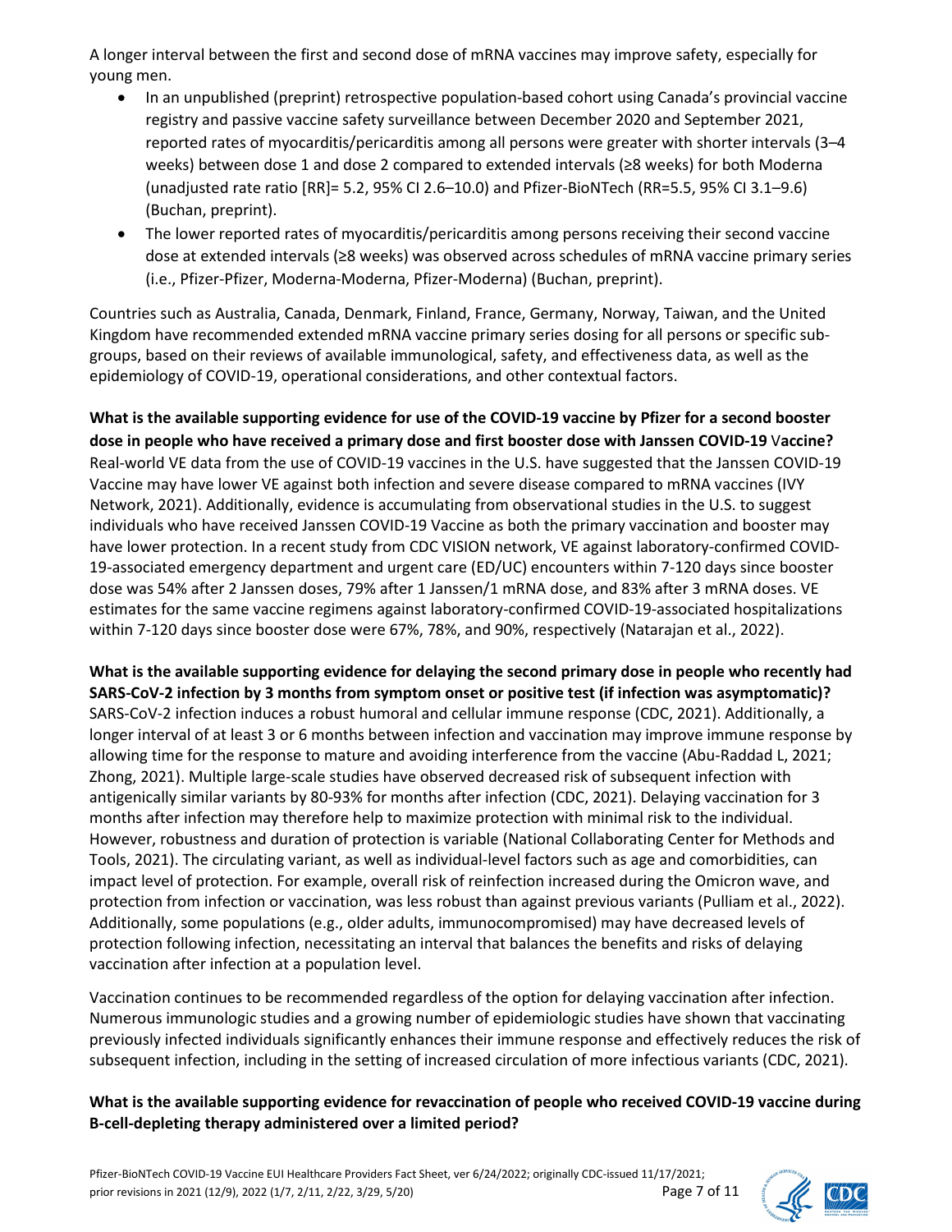A longer interval between the first and second dose of mRNA vaccines may improve safety, especially for young men.

- In an unpublished (preprint) retrospective population-based cohort using Canada's provincial vaccine registry and passive vaccine safety surveillance between December 2020 and September 2021, reported rates of myocarditis/pericarditis among all persons were greater with shorter intervals (3–4 weeks) between dose 1 and dose 2 compared to extended intervals (≥8 weeks) for both Moderna (unadjusted rate ratio [RR]= 5.2, 95% CI 2.6–10.0) and Pfizer-BioNTech (RR=5.5, 95% CI 3.1–9.6) (Buchan, preprint).
- The lower reported rates of myocarditis/pericarditis among persons receiving their second vaccine dose at extended intervals (≥8 weeks) was observed across schedules of mRNA vaccine primary series (i.e., Pfizer-Pfizer, Moderna-Moderna, Pfizer-Moderna) (Buchan, preprint).

Countries such as Australia, Canada, Denmark, Finland, France, Germany, Norway, Taiwan, and the United Kingdom have recommended extended mRNA vaccine primary series dosing for all persons or specific sub-groups, based on their reviews of available immunological, safety, and effectiveness data, as well as the epidemiology of COVID-19, operational considerations, and other contextual factors.

**What is the available supporting evidence for use of the COVID-19 vaccine by Pfizer for a second booster dose in people who have received a primary dose and first booster dose with Janssen COVID-19 Vaccine?**

Real-world VE data from the use of COVID-19 vaccines in the U.S. have suggested that the Janssen COVID-19 Vaccine may have lower VE against both infection and severe disease compared to mRNA vaccines (IVY Network, 2021). Additionally, evidence is accumulating from observational studies in the U.S. to suggest individuals who have received Janssen COVID-19 Vaccine as both the primary vaccination and booster may have lower protection. In a recent study from CDC VISION network, VE against laboratory-confirmed COVID-19-associated emergency department and urgent care (ED/UC) encounters within 7-120 days since booster dose was 54% after 2 Janssen doses, 79% after 1 Janssen/1 mRNA dose, and 83% after 3 mRNA doses. VE estimates for the same vaccine regimens against laboratory-confirmed COVID-19-associated hospitalizations within 7-120 days since booster dose were 67%, 78%, and 90%, respectively (Natarajan et al., 2022).

**What is the available supporting evidence for delaying the second primary dose in people who recently had SARS-CoV-2 infection by 3 months from symptom onset or positive test (if infection was asymptomatic)?**

SARS-CoV-2 infection induces a robust humoral and cellular immune response (CDC, 2021). Additionally, a longer interval of at least 3 or 6 months between infection and vaccination may improve immune response by allowing time for the response to mature and avoiding interference from the vaccine (Abu-Raddad L, 2021; Zhong, 2021). Multiple large-scale studies have observed decreased risk of subsequent infection with antigenically similar variants by 80-93% for months after infection (CDC, 2021). Delaying vaccination for 3 months after infection may therefore help to maximize protection with minimal risk to the individual. However, robustness and duration of protection is variable (National Collaborating Center for Methods and Tools, 2021). The circulating variant, as well as individual-level factors such as age and comorbidities, can impact level of protection. For example, overall risk of reinfection increased during the Omicron wave, and protection from infection or vaccination, was less robust than against previous variants (Pulliam et al., 2022). Additionally, some populations (e.g., older adults, immunocompromised) may have decreased levels of protection following infection, necessitating an interval that balances the benefits and risks of delaying vaccination after infection at a population level.

Vaccination continues to be recommended regardless of the option for delaying vaccination after infection. Numerous immunologic studies and a growing number of epidemiologic studies have shown that vaccinating previously infected individuals significantly enhances their immune response and effectively reduces the risk of subsequent infection, including in the setting of increased circulation of more infectious variants (CDC, 2021).

**What is the available supporting evidence for revaccination of people who received COVID-19 vaccine during B-cell-depleting therapy administered over a limited period?**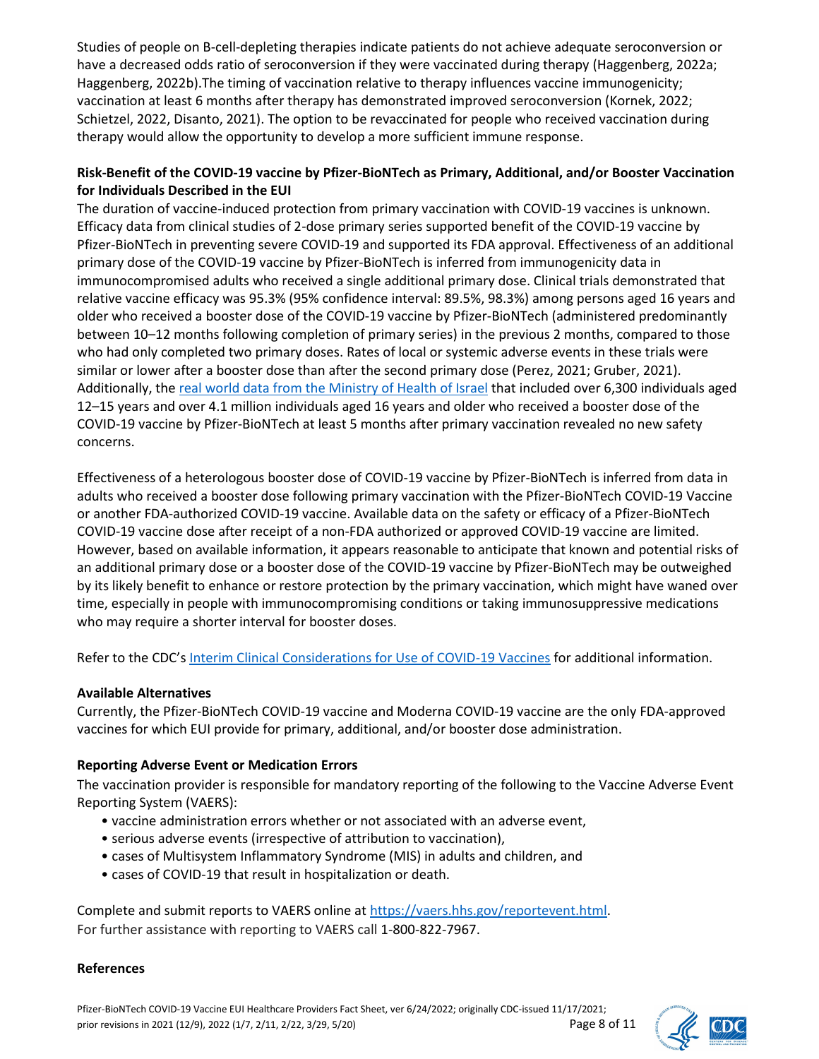Studies of people on B-cell-depleting therapies indicate patients do not achieve adequate seroconversion or have a decreased odds ratio of seroconversion if they were vaccinated during therapy (Haggenberg, 2022a; Haggenberg, 2022b).The timing of vaccination relative to therapy influences vaccine immunogenicity; vaccination at least 6 months after therapy has demonstrated improved seroconversion (Kornek, 2022; Schietzel, 2022, Disanto, 2021). The option to be revaccinated for people who received vaccination during therapy would allow the opportunity to develop a more sufficient immune response.

**Risk-Benefit of the COVID-19 vaccine by Pfizer-BioNTech as Primary, Additional, and/or Booster Vaccination for Individuals Described in the EUI**

The duration of vaccine-induced protection from primary vaccination with COVID-19 vaccines is unknown. Efficacy data from clinical studies of 2-dose primary series supported benefit of the COVID-19 vaccine by Pfizer-BioNTech in preventing severe COVID-19 and supported its FDA approval. Effectiveness of an additional primary dose of the COVID-19 vaccine by Pfizer-BioNTech is inferred from immunogenicity data in immunocompromised adults who received a single additional primary dose. Clinical trials demonstrated that relative vaccine efficacy was 95.3% (95% confidence interval: 89.5%, 98.3%) among persons aged 16 years and older who received a booster dose of the COVID-19 vaccine by Pfizer-BioNTech (administered predominantly between 10–12 months following completion of primary series) in the previous 2 months, compared to those who had only completed two primary doses. Rates of local or systemic adverse events in these trials were similar or lower after a booster dose than after the second primary dose (Perez, 2021; Gruber, 2021). Additionally, the [real world data from the Ministry of Health of Israel](#) that included over 6,300 individuals aged 12–15 years and over 4.1 million individuals aged 16 years and older who received a booster dose of the COVID-19 vaccine by Pfizer-BioNTech at least 5 months after primary vaccination revealed no new safety concerns.

Effectiveness of a heterologous booster dose of COVID-19 vaccine by Pfizer-BioNTech is inferred from data in adults who received a booster dose following primary vaccination with the Pfizer-BioNTech COVID-19 Vaccine or another FDA-authorized COVID-19 vaccine. Available data on the safety or efficacy of a Pfizer-BioNTech COVID-19 vaccine dose after receipt of a non-FDA authorized or approved COVID-19 vaccine are limited. However, based on available information, it appears reasonable to anticipate that known and potential risks of an additional primary dose or a booster dose of the COVID-19 vaccine by Pfizer-BioNTech may be outweighed by its likely benefit to enhance or restore protection by the primary vaccination, which might have waned over time, especially in people with immunocompromising conditions or taking immunosuppressive medications who may require a shorter interval for booster doses.

Refer to the CDC's [Interim Clinical Considerations for Use of COVID-19 Vaccines](#) for additional information.

**Available Alternatives**

Currently, the Pfizer-BioNTech COVID-19 vaccine and Moderna COVID-19 vaccine are the only FDA-approved vaccines for which EUI provide for primary, additional, and/or booster dose administration.

**Reporting Adverse Event or Medication Errors**

The vaccination provider is responsible for mandatory reporting of the following to the Vaccine Adverse Event Reporting System (VAERS):

- vaccine administration errors whether or not associated with an adverse event,
- serious adverse events (irrespective of attribution to vaccination),
- cases of Multisystem Inflammatory Syndrome (MIS) in adults and children, and
- cases of COVID-19 that result in hospitalization or death.

Complete and submit reports to VAERS online at https://vaers.hhs.gov/reportevent.html.
For further assistance with reporting to VAERS call 1-800-822-7967.

**References**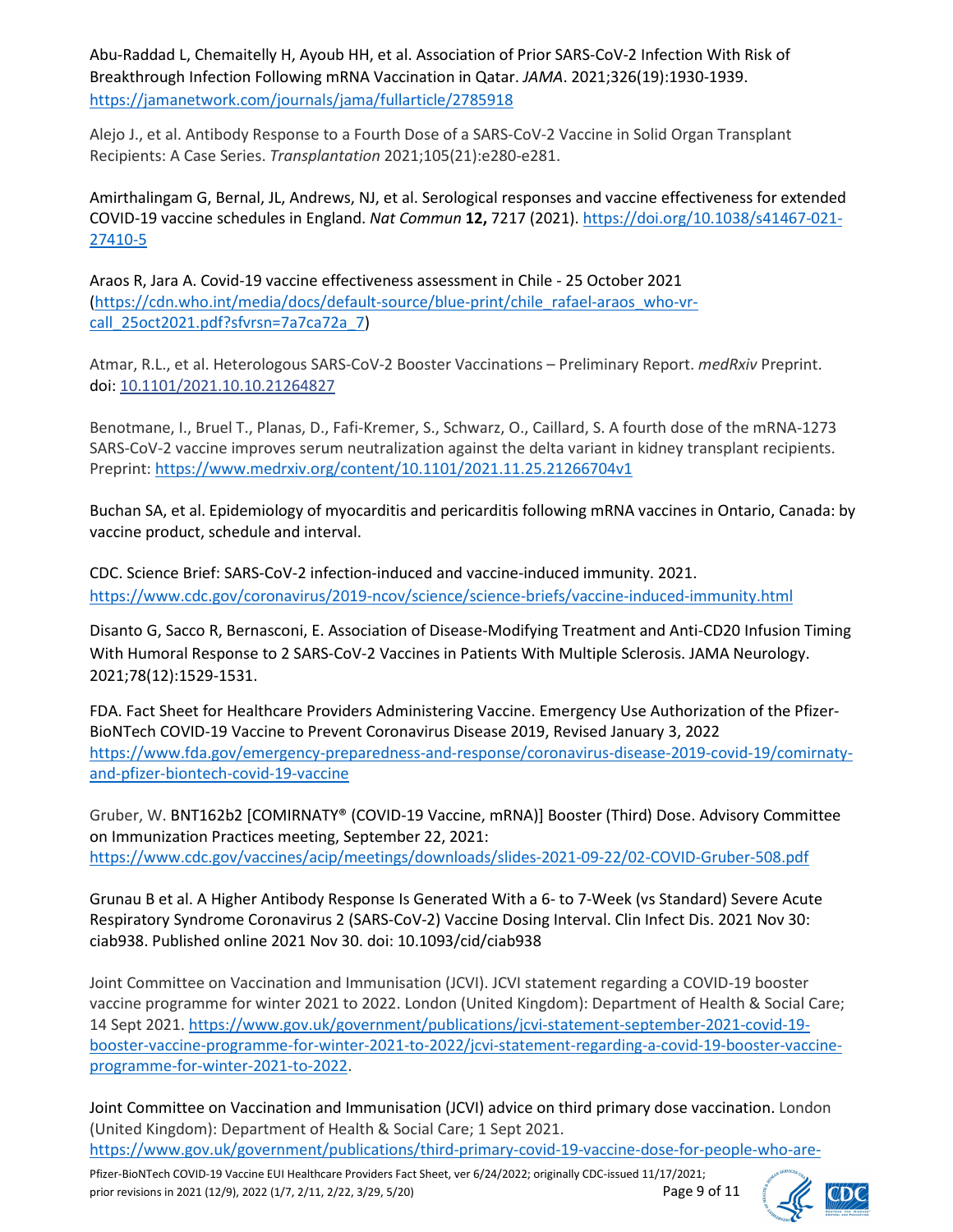Abu-Raddad L, Chemaitelly H, Ayoub HH, et al. Association of Prior SARS-CoV-2 Infection With Risk of Breakthrough Infection Following mRNA Vaccination in Qatar. *JAMA*. 2021;326(19):1930-1939. https://jamanetwork.com/journals/jama/fullarticle/2785918

Alejo J., et al. Antibody Response to a Fourth Dose of a SARS-CoV-2 Vaccine in Solid Organ Transplant Recipients: A Case Series. *Transplantation* 2021;105(21):e280-e281.

Amirthalingam G, Bernal, JL, Andrews, NJ, et al. Serological responses and vaccine effectiveness for extended COVID-19 vaccine schedules in England. *Nat Commun* **12,** 7217 (2021). https://doi.org/10.1038/s41467-021-27410-5

Araos R, Jara A. Covid-19 vaccine effectiveness assessment in Chile - 25 October 2021 (https://cdn.who.int/media/docs/default-source/blue-print/chile_rafael-araos_who-vr-call_25oct2021.pdf?sfvrsn=7a7ca72a_7)

Atmar, R.L., et al. Heterologous SARS-CoV-2 Booster Vaccinations – Preliminary Report. *medRxiv* Preprint. doi: 10.1101/2021.10.10.21264827

Benotmane, I., Bruel T., Planas, D., Fafi-Kremer, S., Schwarz, O., Caillard, S. A fourth dose of the mRNA-1273 SARS-CoV-2 vaccine improves serum neutralization against the delta variant in kidney transplant recipients. Preprint: https://www.medrxiv.org/content/10.1101/2021.11.25.21266704v1

Buchan SA, et al. Epidemiology of myocarditis and pericarditis following mRNA vaccines in Ontario, Canada: by vaccine product, schedule and interval.

CDC. Science Brief: SARS-CoV-2 infection-induced and vaccine-induced immunity. 2021. https://www.cdc.gov/coronavirus/2019-ncov/science/science-briefs/vaccine-induced-immunity.html

Disanto G, Sacco R, Bernasconi, E. Association of Disease-Modifying Treatment and Anti-CD20 Infusion Timing With Humoral Response to 2 SARS-CoV-2 Vaccines in Patients With Multiple Sclerosis. JAMA Neurology. 2021;78(12):1529-1531.

FDA. Fact Sheet for Healthcare Providers Administering Vaccine. Emergency Use Authorization of the Pfizer-BioNTech COVID-19 Vaccine to Prevent Coronavirus Disease 2019, Revised January 3, 2022 https://www.fda.gov/emergency-preparedness-and-response/coronavirus-disease-2019-covid-19/comirnaty-and-pfizer-biontech-covid-19-vaccine

Gruber, W. BNT162b2 [COMIRNATY® (COVID-19 Vaccine, mRNA)] Booster (Third) Dose. Advisory Committee on Immunization Practices meeting, September 22, 2021: https://www.cdc.gov/vaccines/acip/meetings/downloads/slides-2021-09-22/02-COVID-Gruber-508.pdf

Grunau B et al. A Higher Antibody Response Is Generated With a 6- to 7-Week (vs Standard) Severe Acute Respiratory Syndrome Coronavirus 2 (SARS-CoV-2) Vaccine Dosing Interval. Clin Infect Dis. 2021 Nov 30: ciab938. Published online 2021 Nov 30. doi: 10.1093/cid/ciab938

Joint Committee on Vaccination and Immunisation (JCVI). JCVI statement regarding a COVID-19 booster vaccine programme for winter 2021 to 2022. London (United Kingdom): Department of Health & Social Care; 14 Sept 2021. https://www.gov.uk/government/publications/jcvi-statement-september-2021-covid-19-booster-vaccine-programme-for-winter-2021-to-2022/jcvi-statement-regarding-a-covid-19-booster-vaccine-programme-for-winter-2021-to-2022.

Joint Committee on Vaccination and Immunisation (JCVI) advice on third primary dose vaccination. London (United Kingdom): Department of Health & Social Care; 1 Sept 2021. https://www.gov.uk/government/publications/third-primary-covid-19-vaccine-dose-for-people-who-are-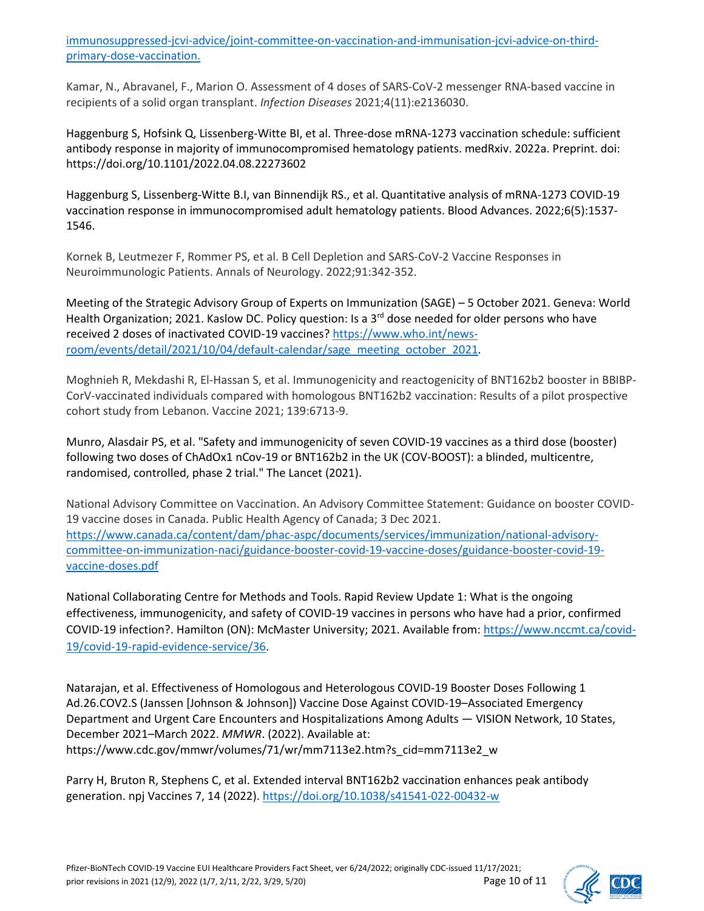[immunosuppressed-jcvi-advice/joint-committee-on-vaccination-and-immunisation-jcvi-advice-on-third-primary-dose-vaccination.](immunosuppressed-jcvi-advice/joint-committee-on-vaccination-and-immunisation-jcvi-advice-on-third-primary-dose-vaccination)

Kamar, N., Abravanel, F., Marion O. Assessment of 4 doses of SARS-CoV-2 messenger RNA-based vaccine in recipients of a solid organ transplant. *Infection Diseases* 2021;4(11):e2136030.

Haggenburg S, Hofsink Q, Lissenberg-Witte BI, et al. Three-dose mRNA-1273 vaccination schedule: sufficient antibody response in majority of immunocompromised hematology patients. medRxiv. 2022a. Preprint. doi: https://doi.org/10.1101/2022.04.08.22273602

Haggenburg S, Lissenberg-Witte B.I, van Binnendijk RS., et al. Quantitative analysis of mRNA-1273 COVID-19 vaccination response in immunocompromised adult hematology patients. Blood Advances. 2022;6(5):1537-1546.

Kornek B, Leutmezer F, Rommer PS, et al. B Cell Depletion and SARS-CoV-2 Vaccine Responses in Neuroimmunologic Patients. Annals of Neurology. 2022;91:342-352.

Meeting of the Strategic Advisory Group of Experts on Immunization (SAGE) – 5 October 2021. Geneva: World Health Organization; 2021. Kaslow DC. Policy question: Is a 3rd dose needed for older persons who have received 2 doses of inactivated COVID-19 vaccines? [https://www.who.int/news-room/events/detail/2021/10/04/default-calendar/sage_meeting_october_2021](https://www.who.int/news-room/events/detail/2021/10/04/default-calendar/sage_meeting_october_2021).

Moghnieh R, Mekdashi R, El-Hassan S, et al. Immunogenicity and reactogenicity of BNT162b2 booster in BBIBP-CorV-vaccinated individuals compared with homologous BNT162b2 vaccination: Results of a pilot prospective cohort study from Lebanon. Vaccine 2021; 139:6713-9.

Munro, Alasdair PS, et al. "Safety and immunogenicity of seven COVID-19 vaccines as a third dose (booster) following two doses of ChAdOx1 nCov-19 or BNT162b2 in the UK (COV-BOOST): a blinded, multicentre, randomised, controlled, phase 2 trial." The Lancet (2021).

National Advisory Committee on Vaccination. An Advisory Committee Statement: Guidance on booster COVID-19 vaccine doses in Canada. Public Health Agency of Canada; 3 Dec 2021. [https://www.canada.ca/content/dam/phac-aspc/documents/services/immunization/national-advisory-committee-on-immunization-naci/guidance-booster-covid-19-vaccine-doses/guidance-booster-covid-19-vaccine-doses.pdf](https://www.canada.ca/content/dam/phac-aspc/documents/services/immunization/national-advisory-committee-on-immunization-naci/guidance-booster-covid-19-vaccine-doses/guidance-booster-covid-19-vaccine-doses.pdf)

National Collaborating Centre for Methods and Tools. Rapid Review Update 1: What is the ongoing effectiveness, immunogenicity, and safety of COVID-19 vaccines in persons who have had a prior, confirmed COVID-19 infection?. Hamilton (ON): McMaster University; 2021. Available from: [https://www.nccmt.ca/covid-19/covid-19-rapid-evidence-service/36](https://www.nccmt.ca/covid-19/covid-19-rapid-evidence-service/36).

Natarajan, et al. Effectiveness of Homologous and Heterologous COVID-19 Booster Doses Following 1 Ad.26.COV2.S (Janssen [Johnson & Johnson]) Vaccine Dose Against COVID-19–Associated Emergency Department and Urgent Care Encounters and Hospitalizations Among Adults — VISION Network, 10 States, December 2021–March 2022. *MMWR*. (2022). Available at: https://www.cdc.gov/mmwr/volumes/71/wr/mm7113e2.htm?s_cid=mm7113e2_w

Parry H, Bruton R, Stephens C, et al. Extended interval BNT162b2 vaccination enhances peak antibody generation. npj Vaccines 7, 14 (2022). [https://doi.org/10.1038/s41541-022-00432-w](https://doi.org/10.1038/s41541-022-00432-w)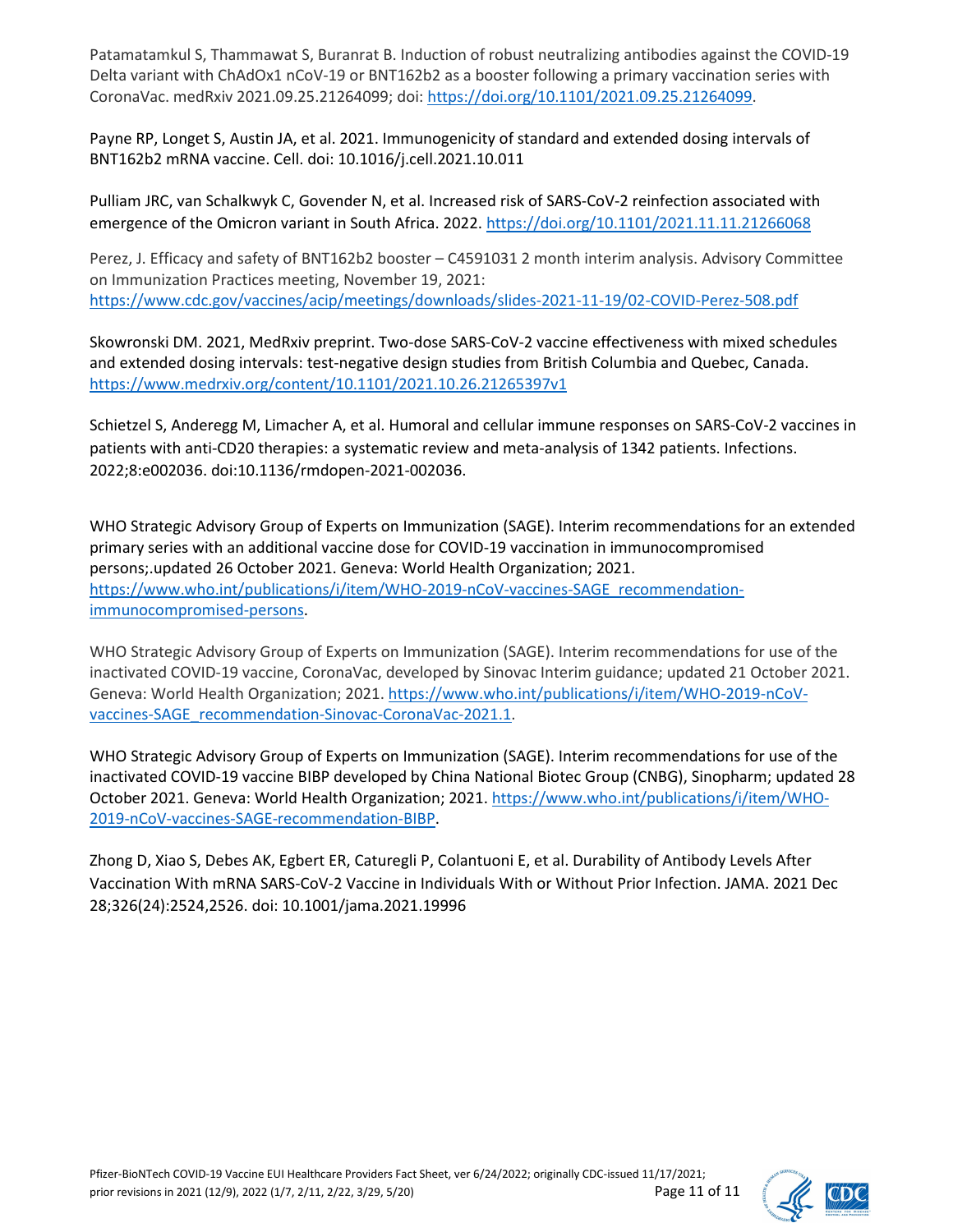Patamatamkul S, Thammawat S, Buranrat B. Induction of robust neutralizing antibodies against the COVID-19 Delta variant with ChAdOx1 nCoV-19 or BNT162b2 as a booster following a primary vaccination series with CoronaVac. medRxiv 2021.09.25.21264099; doi: https://doi.org/10.1101/2021.09.25.21264099.

Payne RP, Longet S, Austin JA, et al. 2021. Immunogenicity of standard and extended dosing intervals of BNT162b2 mRNA vaccine. Cell. doi: 10.1016/j.cell.2021.10.011

Pulliam JRC, van Schalkwyk C, Govender N, et al. Increased risk of SARS-CoV-2 reinfection associated with emergence of the Omicron variant in South Africa. 2022. https://doi.org/10.1101/2021.11.11.21266068

Perez, J. Efficacy and safety of BNT162b2 booster – C4591031 2 month interim analysis. Advisory Committee on Immunization Practices meeting, November 19, 2021: https://www.cdc.gov/vaccines/acip/meetings/downloads/slides-2021-11-19/02-COVID-Perez-508.pdf

Skowronski DM. 2021, MedRxiv preprint. Two-dose SARS-CoV-2 vaccine effectiveness with mixed schedules and extended dosing intervals: test-negative design studies from British Columbia and Quebec, Canada. https://www.medrxiv.org/content/10.1101/2021.10.26.21265397v1

Schietzel S, Anderegg M, Limacher A, et al. Humoral and cellular immune responses on SARS-CoV-2 vaccines in patients with anti-CD20 therapies: a systematic review and meta-analysis of 1342 patients. Infections. 2022;8:e002036. doi:10.1136/rmdopen-2021-002036.

WHO Strategic Advisory Group of Experts on Immunization (SAGE). Interim recommendations for an extended primary series with an additional vaccine dose for COVID-19 vaccination in immunocompromised persons;.updated 26 October 2021. Geneva: World Health Organization; 2021. https://www.who.int/publications/i/item/WHO-2019-nCoV-vaccines-SAGE_recommendation-immunocompromised-persons.

WHO Strategic Advisory Group of Experts on Immunization (SAGE). Interim recommendations for use of the inactivated COVID-19 vaccine, CoronaVac, developed by Sinovac Interim guidance; updated 21 October 2021. Geneva: World Health Organization; 2021. https://www.who.int/publications/i/item/WHO-2019-nCoV-vaccines-SAGE_recommendation-Sinovac-CoronaVac-2021.1.

WHO Strategic Advisory Group of Experts on Immunization (SAGE). Interim recommendations for use of the inactivated COVID-19 vaccine BIBP developed by China National Biotec Group (CNBG), Sinopharm; updated 28 October 2021. Geneva: World Health Organization; 2021. https://www.who.int/publications/i/item/WHO-2019-nCoV-vaccines-SAGE-recommendation-BIBP.

Zhong D, Xiao S, Debes AK, Egbert ER, Caturegli P, Colantuoni E, et al. Durability of Antibody Levels After Vaccination With mRNA SARS-CoV-2 Vaccine in Individuals With or Without Prior Infection. JAMA. 2021 Dec 28;326(24):2524,2526. doi: 10.1001/jama.2021.19996